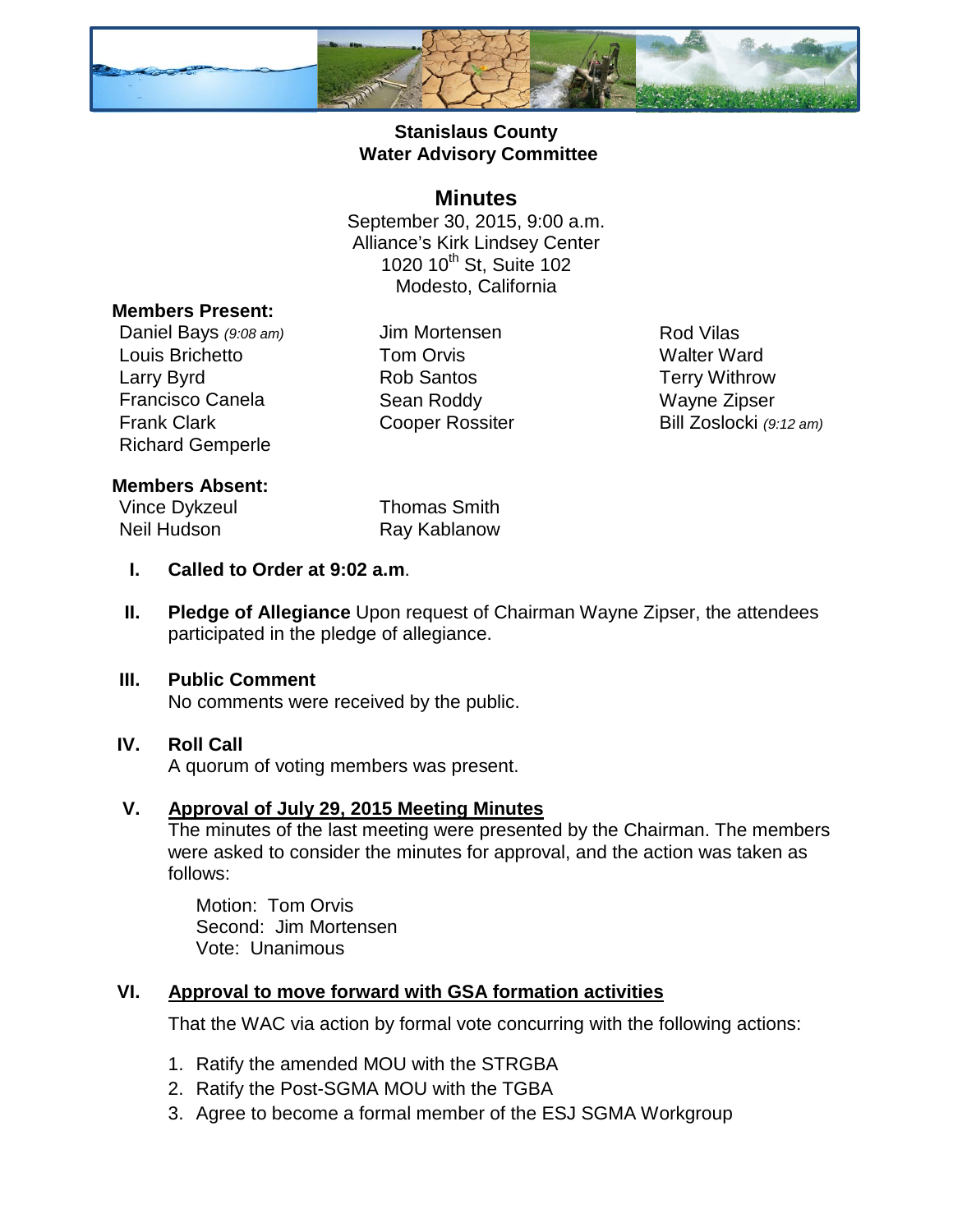**Stanislaus County**
**Water Advisory Committee**

# Minutes

September 30, 2015, 9:00 a.m.
Alliance's Kirk Lindsey Center
1020 10th St, Suite 102
Modesto, California

**Members Present:**

Daniel Bays *(9:08 am)*
Louis Brichetto
Larry Byrd
Francisco Canela
Frank Clark
Richard Gemperle
Jim Mortensen
Tom Orvis
Rob Santos
Sean Roddy
Cooper Rossiter
Rod Vilas
Walter Ward
Terry Withrow
Wayne Zipser
Bill Zoslocki *(9:12 am)*

**Members Absent:**

Vince Dykzeul
Neil Hudson
Thomas Smith
Ray Kablanow

**I. Called to Order at 9:02 a.m**.

**II. Pledge of Allegiance** Upon request of Chairman Wayne Zipser, the attendees participated in the pledge of allegiance.

**III. Public Comment**
No comments were received by the public.

**IV. Roll Call**
A quorum of voting members was present.

**V. Approval of July 29, 2015 Meeting Minutes**
The minutes of the last meeting were presented by the Chairman. The members were asked to consider the minutes for approval, and the action was taken as follows:

Motion: Tom Orvis
Second: Jim Mortensen
Vote: Unanimous

**VI. Approval to move forward with GSA formation activities**

That the WAC via action by formal vote concurring with the following actions:

1. Ratify the amended MOU with the STRGBA
2. Ratify the Post-SGMA MOU with the TGBA
3. Agree to become a formal member of the ESJ SGMA Workgroup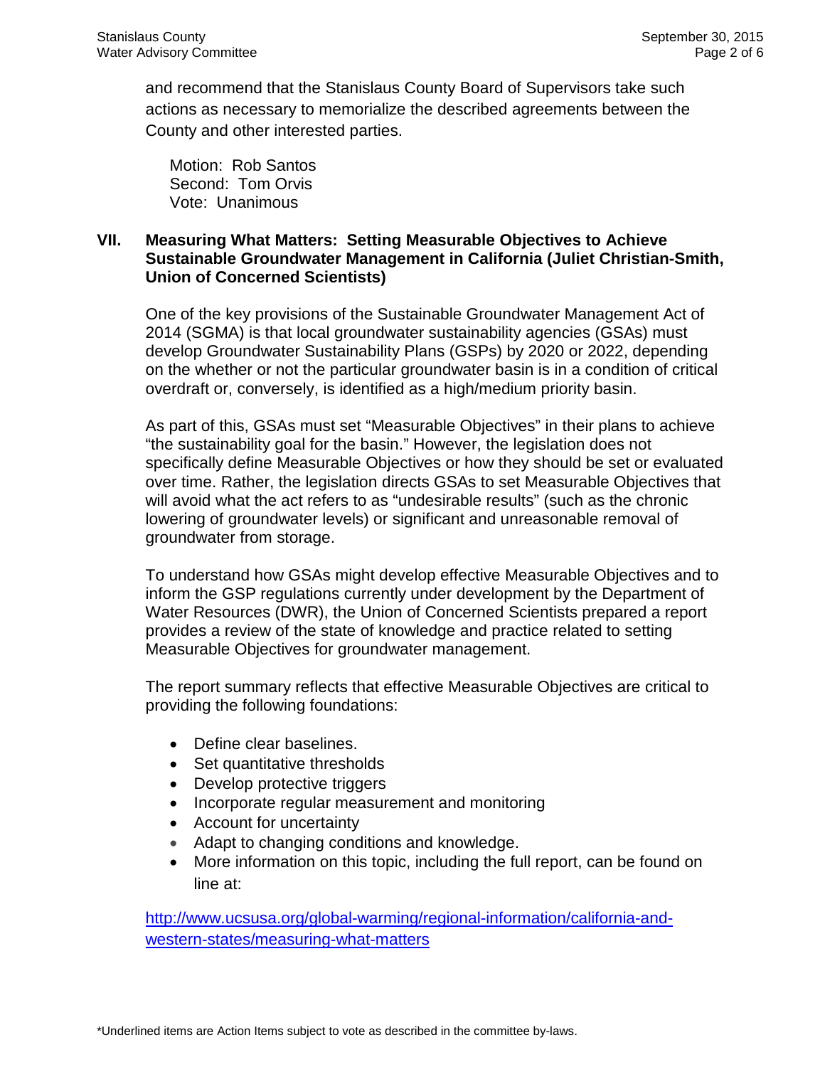and recommend that the Stanislaus County Board of Supervisors take such actions as necessary to memorialize the described agreements between the County and other interested parties.

Motion: Rob Santos
Second: Tom Orvis
Vote: Unanimous

## VII. Measuring What Matters: Setting Measurable Objectives to Achieve Sustainable Groundwater Management in California (Juliet Christian-Smith, Union of Concerned Scientists)

One of the key provisions of the Sustainable Groundwater Management Act of 2014 (SGMA) is that local groundwater sustainability agencies (GSAs) must develop Groundwater Sustainability Plans (GSPs) by 2020 or 2022, depending on the whether or not the particular groundwater basin is in a condition of critical overdraft or, conversely, is identified as a high/medium priority basin.

As part of this, GSAs must set "Measurable Objectives" in their plans to achieve "the sustainability goal for the basin." However, the legislation does not specifically define Measurable Objectives or how they should be set or evaluated over time. Rather, the legislation directs GSAs to set Measurable Objectives that will avoid what the act refers to as "undesirable results" (such as the chronic lowering of groundwater levels) or significant and unreasonable removal of groundwater from storage.

To understand how GSAs might develop effective Measurable Objectives and to inform the GSP regulations currently under development by the Department of Water Resources (DWR), the Union of Concerned Scientists prepared a report provides a review of the state of knowledge and practice related to setting Measurable Objectives for groundwater management.

The report summary reflects that effective Measurable Objectives are critical to providing the following foundations:

- Define clear baselines.
- Set quantitative thresholds
- Develop protective triggers
- Incorporate regular measurement and monitoring
- Account for uncertainty
- Adapt to changing conditions and knowledge.
- More information on this topic, including the full report, can be found on line at:

http://www.ucsusa.org/global-warming/regional-information/california-and-western-states/measuring-what-matters

*Underlined items are Action Items subject to vote as described in the committee by-laws.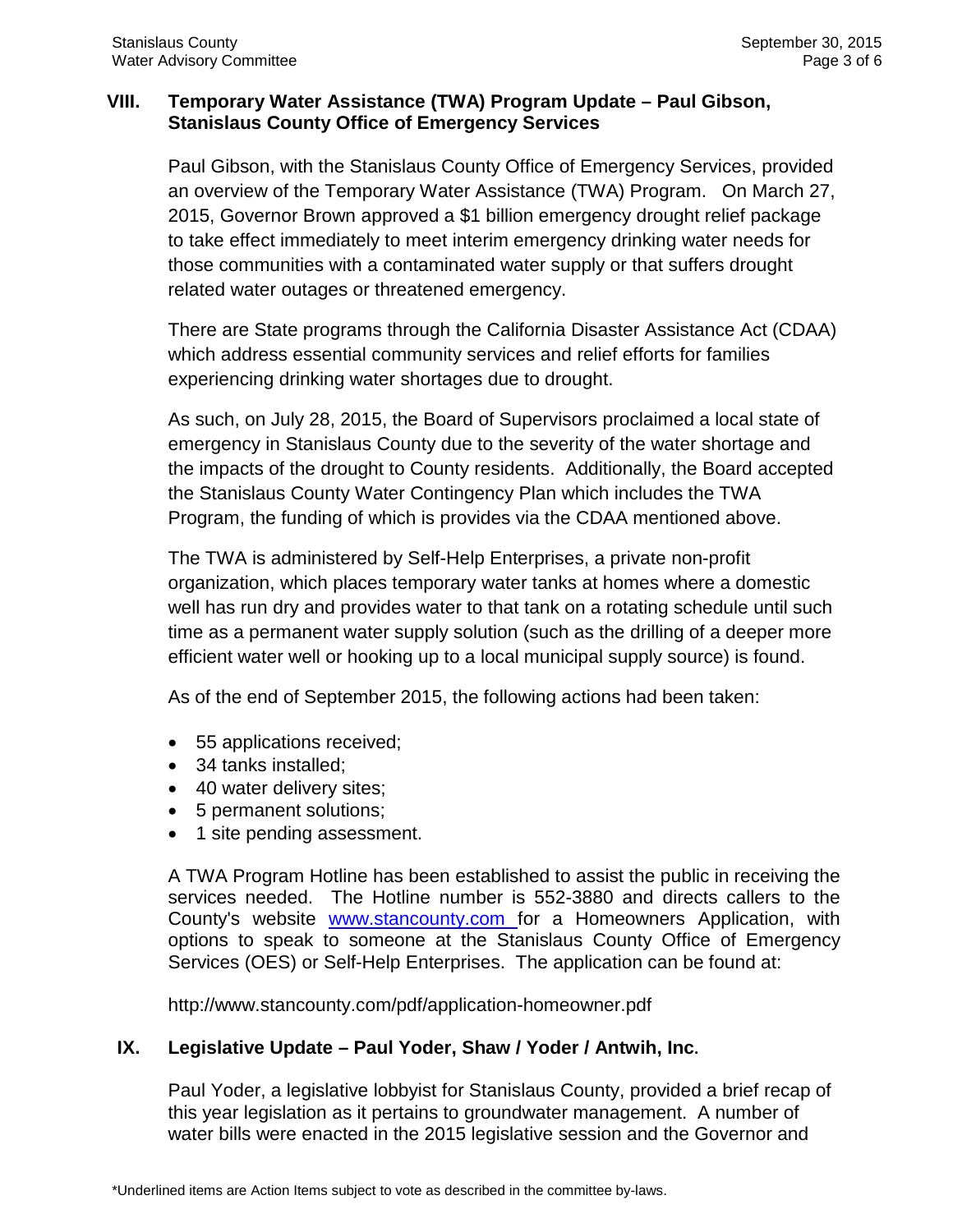## VIII. Temporary Water Assistance (TWA) Program Update – Paul Gibson, Stanislaus County Office of Emergency Services

Paul Gibson, with the Stanislaus County Office of Emergency Services, provided an overview of the Temporary Water Assistance (TWA) Program. On March 27, 2015, Governor Brown approved a $1 billion emergency drought relief package to take effect immediately to meet interim emergency drinking water needs for those communities with a contaminated water supply or that suffers drought related water outages or threatened emergency.

There are State programs through the California Disaster Assistance Act (CDAA) which address essential community services and relief efforts for families experiencing drinking water shortages due to drought.

As such, on July 28, 2015, the Board of Supervisors proclaimed a local state of emergency in Stanislaus County due to the severity of the water shortage and the impacts of the drought to County residents. Additionally, the Board accepted the Stanislaus County Water Contingency Plan which includes the TWA Program, the funding of which is provides via the CDAA mentioned above.

The TWA is administered by Self-Help Enterprises, a private non-profit organization, which places temporary water tanks at homes where a domestic well has run dry and provides water to that tank on a rotating schedule until such time as a permanent water supply solution (such as the drilling of a deeper more efficient water well or hooking up to a local municipal supply source) is found.

As of the end of September 2015, the following actions had been taken:

- 55 applications received;
- 34 tanks installed;
- 40 water delivery sites;
- 5 permanent solutions;
- 1 site pending assessment.

A TWA Program Hotline has been established to assist the public in receiving the services needed. The Hotline number is 552-3880 and directs callers to the County's website www.stancounty.com for a Homeowners Application, with options to speak to someone at the Stanislaus County Office of Emergency Services (OES) or Self-Help Enterprises. The application can be found at:

http://www.stancounty.com/pdf/application-homeowner.pdf

## IX. Legislative Update – Paul Yoder, Shaw / Yoder / Antwih, Inc.

Paul Yoder, a legislative lobbyist for Stanislaus County, provided a brief recap of this year legislation as it pertains to groundwater management. A number of water bills were enacted in the 2015 legislative session and the Governor and

*Underlined items are Action Items subject to vote as described in the committee by-laws.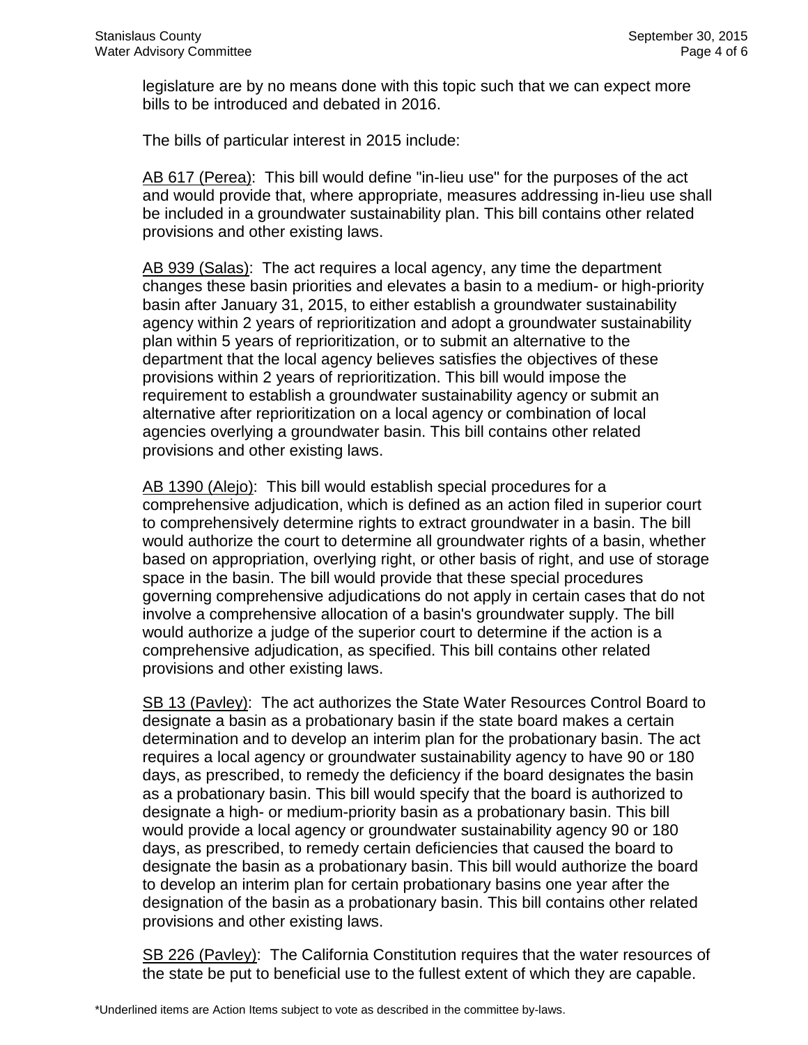legislature are by no means done with this topic such that we can expect more bills to be introduced and debated in 2016.

The bills of particular interest in 2015 include:

<u>AB 617 (Perea)</u>: This bill would define "in-lieu use" for the purposes of the act and would provide that, where appropriate, measures addressing in-lieu use shall be included in a groundwater sustainability plan. This bill contains other related provisions and other existing laws.

<u>AB 939 (Salas)</u>: The act requires a local agency, any time the department changes these basin priorities and elevates a basin to a medium- or high-priority basin after January 31, 2015, to either establish a groundwater sustainability agency within 2 years of reprioritization and adopt a groundwater sustainability plan within 5 years of reprioritization, or to submit an alternative to the department that the local agency believes satisfies the objectives of these provisions within 2 years of reprioritization. This bill would impose the requirement to establish a groundwater sustainability agency or submit an alternative after reprioritization on a local agency or combination of local agencies overlying a groundwater basin. This bill contains other related provisions and other existing laws.

<u>AB 1390 (Alejo)</u>: This bill would establish special procedures for a comprehensive adjudication, which is defined as an action filed in superior court to comprehensively determine rights to extract groundwater in a basin. The bill would authorize the court to determine all groundwater rights of a basin, whether based on appropriation, overlying right, or other basis of right, and use of storage space in the basin. The bill would provide that these special procedures governing comprehensive adjudications do not apply in certain cases that do not involve a comprehensive allocation of a basin's groundwater supply. The bill would authorize a judge of the superior court to determine if the action is a comprehensive adjudication, as specified. This bill contains other related provisions and other existing laws.

<u>SB 13 (Pavley)</u>: The act authorizes the State Water Resources Control Board to designate a basin as a probationary basin if the state board makes a certain determination and to develop an interim plan for the probationary basin. The act requires a local agency or groundwater sustainability agency to have 90 or 180 days, as prescribed, to remedy the deficiency if the board designates the basin as a probationary basin. This bill would specify that the board is authorized to designate a high- or medium-priority basin as a probationary basin. This bill would provide a local agency or groundwater sustainability agency 90 or 180 days, as prescribed, to remedy certain deficiencies that caused the board to designate the basin as a probationary basin. This bill would authorize the board to develop an interim plan for certain probationary basins one year after the designation of the basin as a probationary basin. This bill contains other related provisions and other existing laws.

<u>SB 226 (Pavley)</u>: The California Constitution requires that the water resources of the state be put to beneficial use to the fullest extent of which they are capable.

*Underlined items are Action Items subject to vote as described in the committee by-laws.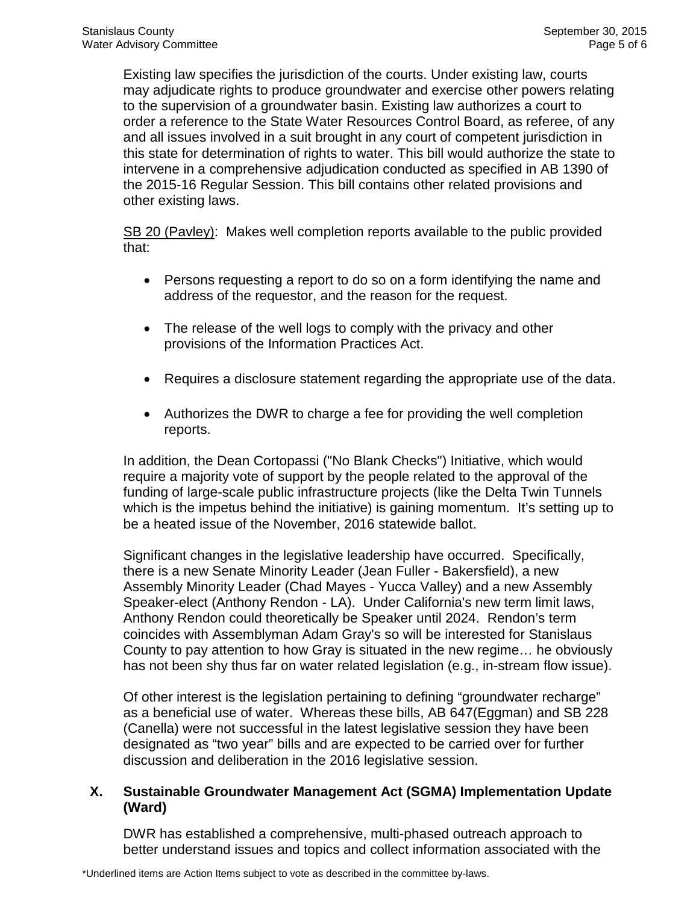Existing law specifies the jurisdiction of the courts. Under existing law, courts may adjudicate rights to produce groundwater and exercise other powers relating to the supervision of a groundwater basin. Existing law authorizes a court to order a reference to the State Water Resources Control Board, as referee, of any and all issues involved in a suit brought in any court of competent jurisdiction in this state for determination of rights to water. This bill would authorize the state to intervene in a comprehensive adjudication conducted as specified in AB 1390 of the 2015-16 Regular Session. This bill contains other related provisions and other existing laws.

<u>SB 20 (Pavley)</u>: Makes well completion reports available to the public provided that:

- Persons requesting a report to do so on a form identifying the name and address of the requestor, and the reason for the request.
- The release of the well logs to comply with the privacy and other provisions of the Information Practices Act.
- Requires a disclosure statement regarding the appropriate use of the data.
- Authorizes the DWR to charge a fee for providing the well completion reports.

In addition, the Dean Cortopassi ("No Blank Checks") Initiative, which would require a majority vote of support by the people related to the approval of the funding of large-scale public infrastructure projects (like the Delta Twin Tunnels which is the impetus behind the initiative) is gaining momentum. It's setting up to be a heated issue of the November, 2016 statewide ballot.

Significant changes in the legislative leadership have occurred. Specifically, there is a new Senate Minority Leader (Jean Fuller - Bakersfield), a new Assembly Minority Leader (Chad Mayes - Yucca Valley) and a new Assembly Speaker-elect (Anthony Rendon - LA). Under California's new term limit laws, Anthony Rendon could theoretically be Speaker until 2024. Rendon's term coincides with Assemblyman Adam Gray's so will be interested for Stanislaus County to pay attention to how Gray is situated in the new regime… he obviously has not been shy thus far on water related legislation (e.g., in-stream flow issue).

Of other interest is the legislation pertaining to defining "groundwater recharge" as a beneficial use of water. Whereas these bills, AB 647(Eggman) and SB 228 (Canella) were not successful in the latest legislative session they have been designated as "two year" bills and are expected to be carried over for further discussion and deliberation in the 2016 legislative session.

## X. Sustainable Groundwater Management Act (SGMA) Implementation Update (Ward)

DWR has established a comprehensive, multi-phased outreach approach to better understand issues and topics and collect information associated with the

*Underlined items are Action Items subject to vote as described in the committee by-laws.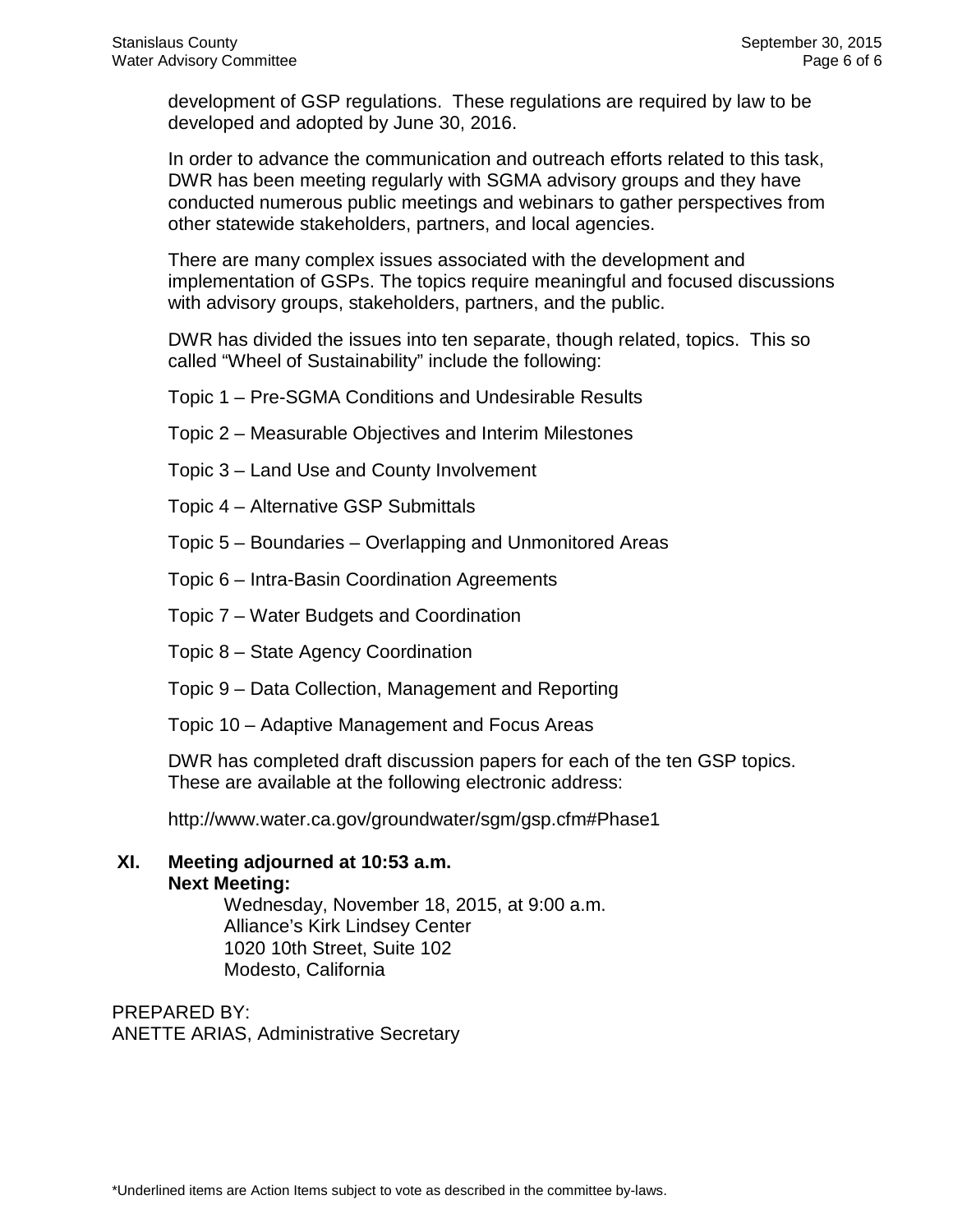development of GSP regulations. These regulations are required by law to be developed and adopted by June 30, 2016.

In order to advance the communication and outreach efforts related to this task, DWR has been meeting regularly with SGMA advisory groups and they have conducted numerous public meetings and webinars to gather perspectives from other statewide stakeholders, partners, and local agencies.

There are many complex issues associated with the development and implementation of GSPs. The topics require meaningful and focused discussions with advisory groups, stakeholders, partners, and the public.

DWR has divided the issues into ten separate, though related, topics. This so called "Wheel of Sustainability" include the following:

Topic 1 – Pre-SGMA Conditions and Undesirable Results

Topic 2 – Measurable Objectives and Interim Milestones

Topic 3 – Land Use and County Involvement

Topic 4 – Alternative GSP Submittals

Topic 5 – Boundaries – Overlapping and Unmonitored Areas

Topic 6 – Intra-Basin Coordination Agreements

Topic 7 – Water Budgets and Coordination

Topic 8 – State Agency Coordination

Topic 9 – Data Collection, Management and Reporting

Topic 10 – Adaptive Management and Focus Areas

DWR has completed draft discussion papers for each of the ten GSP topics. These are available at the following electronic address:

http://www.water.ca.gov/groundwater/sgm/gsp.cfm#Phase1

**XI. Meeting adjourned at 10:53 a.m.**
**Next Meeting:**

Wednesday, November 18, 2015, at 9:00 a.m.
Alliance's Kirk Lindsey Center
1020 10th Street, Suite 102
Modesto, California

PREPARED BY:
ANETTE ARIAS, Administrative Secretary

*Underlined items are Action Items subject to vote as described in the committee by-laws.